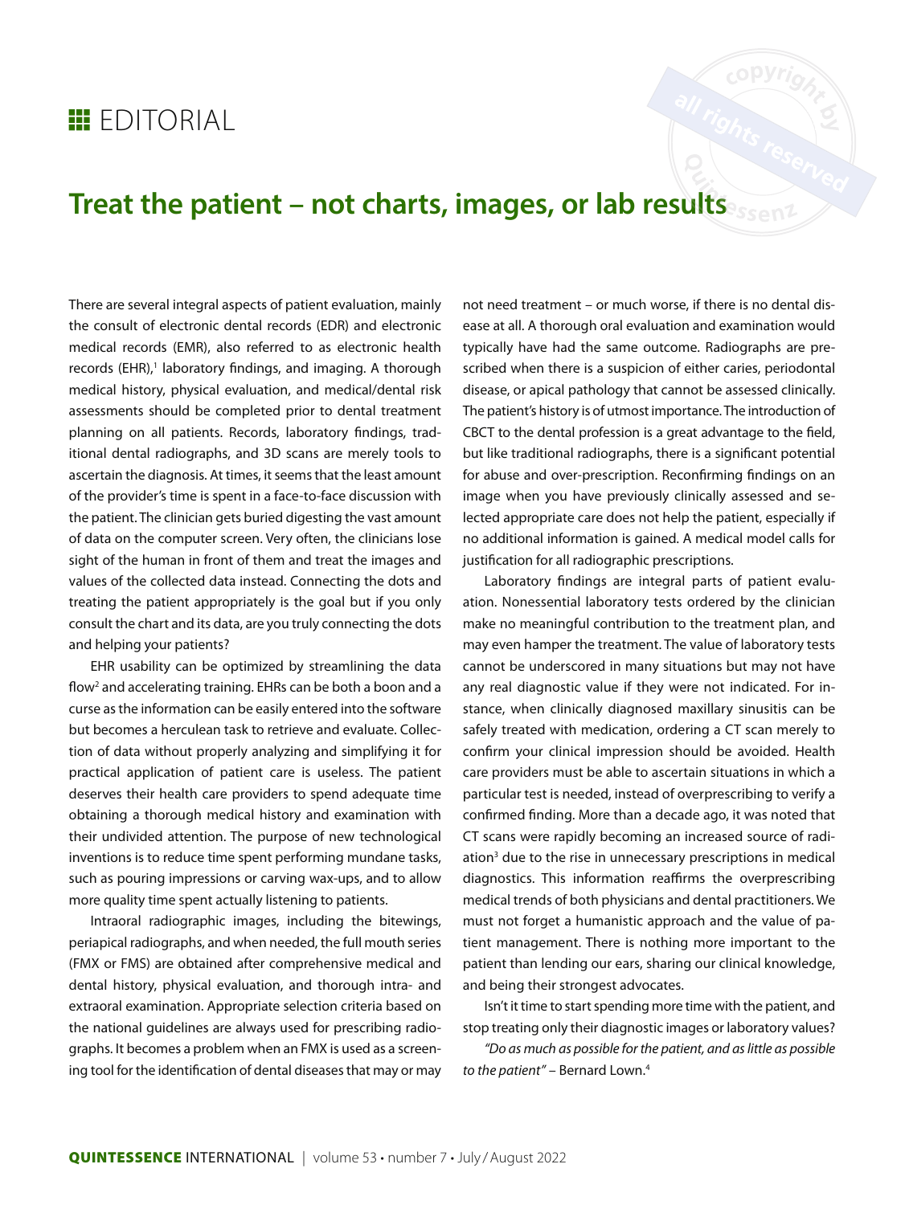EDITORIAL

# Treat the patient – not charts, images, or lab results

There are several integral aspects of patient evaluation, mainly the consult of electronic dental records (EDR) and electronic medical records (EMR), also referred to as electronic health records (EHR),[1] laboratory findings, and imaging. A thorough medical history, physical evaluation, and medical/dental risk assessments should be completed prior to dental treatment planning on all patients. Records, laboratory findings, traditional dental radiographs, and 3D scans are merely tools to ascertain the diagnosis. At times, it seems that the least amount of the provider's time is spent in a face-to-face discussion with the patient. The clinician gets buried digesting the vast amount of data on the computer screen. Very often, the clinicians lose sight of the human in front of them and treat the images and values of the collected data instead. Connecting the dots and treating the patient appropriately is the goal but if you only consult the chart and its data, are you truly connecting the dots and helping your patients?

EHR usability can be optimized by streamlining the data flow[2] and accelerating training. EHRs can be both a boon and a curse as the information can be easily entered into the software but becomes a herculean task to retrieve and evaluate. Collection of data without properly analyzing and simplifying it for practical application of patient care is useless. The patient deserves their health care providers to spend adequate time obtaining a thorough medical history and examination with their undivided attention. The purpose of new technological inventions is to reduce time spent performing mundane tasks, such as pouring impressions or carving wax-ups, and to allow more quality time spent actually listening to patients.

Intraoral radiographic images, including the bitewings, periapical radiographs, and when needed, the full mouth series (FMX or FMS) are obtained after comprehensive medical and dental history, physical evaluation, and thorough intra- and extraoral examination. Appropriate selection criteria based on the national guidelines are always used for prescribing radiographs. It becomes a problem when an FMX is used as a screening tool for the identification of dental diseases that may or may not need treatment – or much worse, if there is no dental disease at all. A thorough oral evaluation and examination would typically have had the same outcome. Radiographs are prescribed when there is a suspicion of either caries, periodontal disease, or apical pathology that cannot be assessed clinically. The patient's history is of utmost importance. The introduction of CBCT to the dental profession is a great advantage to the field, but like traditional radiographs, there is a significant potential for abuse and over-prescription. Reconfirming findings on an image when you have previously clinically assessed and selected appropriate care does not help the patient, especially if no additional information is gained. A medical model calls for justification for all radiographic prescriptions.

Laboratory findings are integral parts of patient evaluation. Nonessential laboratory tests ordered by the clinician make no meaningful contribution to the treatment plan, and may even hamper the treatment. The value of laboratory tests cannot be underscored in many situations but may not have any real diagnostic value if they were not indicated. For instance, when clinically diagnosed maxillary sinusitis can be safely treated with medication, ordering a CT scan merely to confirm your clinical impression should be avoided. Health care providers must be able to ascertain situations in which a particular test is needed, instead of overprescribing to verify a confirmed finding. More than a decade ago, it was noted that CT scans were rapidly becoming an increased source of radiation[3] due to the rise in unnecessary prescriptions in medical diagnostics. This information reaffirms the overprescribing medical trends of both physicians and dental practitioners. We must not forget a humanistic approach and the value of patient management. There is nothing more important to the patient than lending our ears, sharing our clinical knowledge, and being their strongest advocates.

Isn't it time to start spending more time with the patient, and stop treating only their diagnostic images or laboratory values?

*"Do as much as possible for the patient, and as little as possible to the patient"* – Bernard Lown.[4]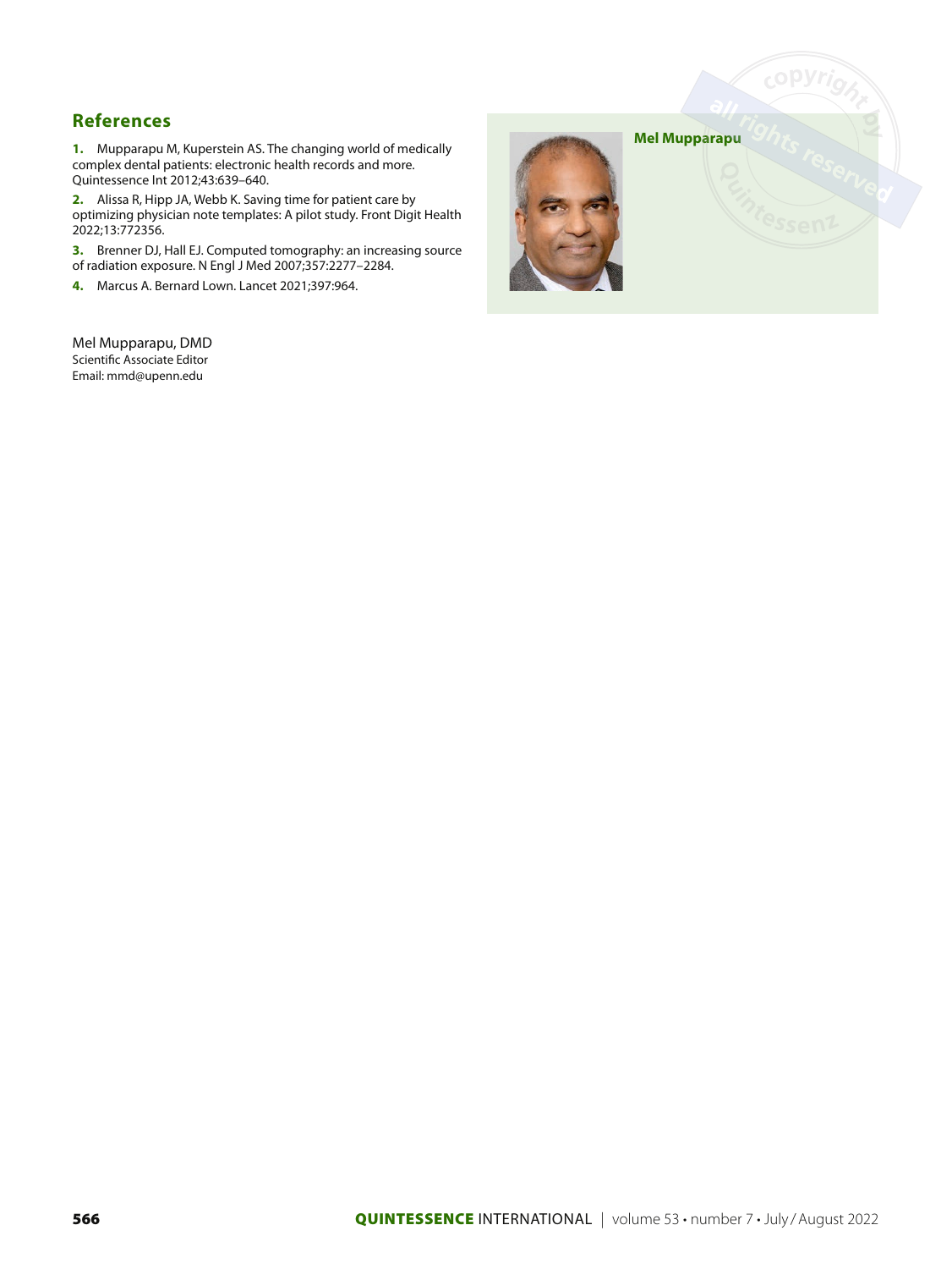## References

1. Mupparapu M, Kuperstein AS. The changing world of medically complex dental patients: electronic health records and more. Quintessence Int 2012;43:639–640.
2. Alissa R, Hipp JA, Webb K. Saving time for patient care by optimizing physician note templates: A pilot study. Front Digit Health 2022;13:772356.
3. Brenner DJ, Hall EJ. Computed tomography: an increasing source of radiation exposure. N Engl J Med 2007;357:2277–2284.
4. Marcus A. Bernard Lown. Lancet 2021;397:964.

Mel Mupparapu, DMD
Scientific Associate Editor
Email: mmd@upenn.edu

**Mel Mupparapu**